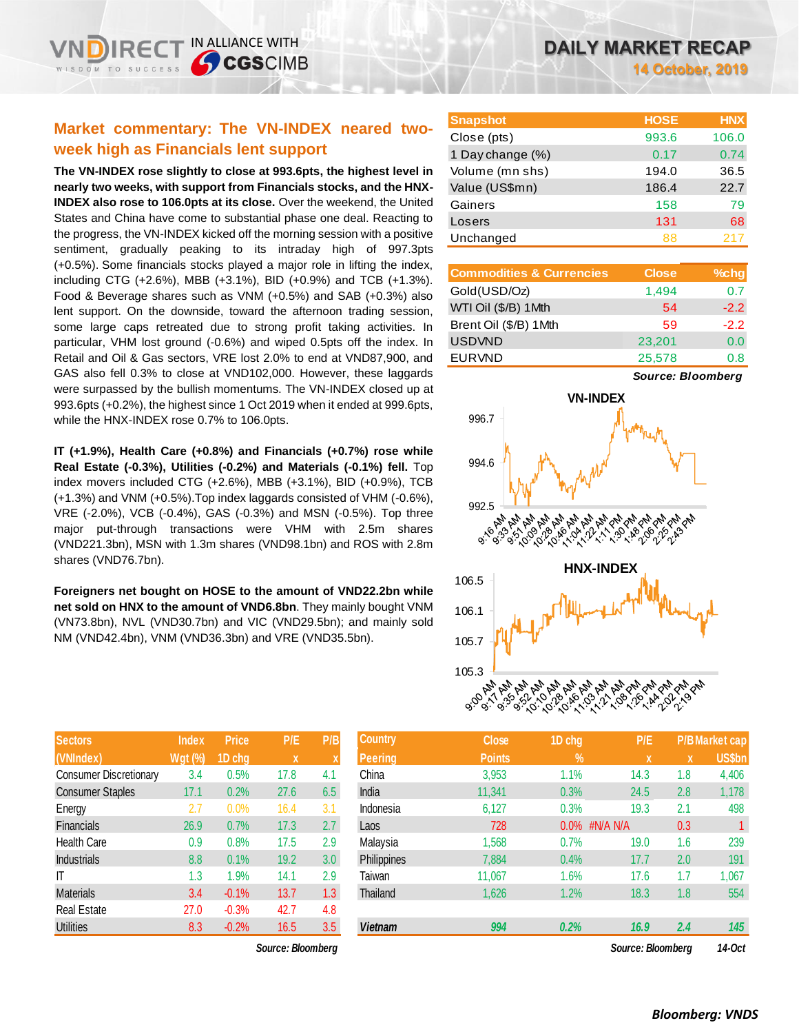# DAILY MARKET RECAP

**14 October, 2019**

## Market commentary: The VN-INDEX neared two-week high as Financials lent support

**The VN-INDEX rose slightly to close at 993.6pts, the highest level in nearly two weeks, with support from Financials stocks, and the HNX-INDEX also rose to 106.0pts at its close.** Over the weekend, the United States and China have come to substantial phase one deal. Reacting to the progress, the VN-INDEX kicked off the morning session with a positive sentiment, gradually peaking to its intraday high of 997.3pts (+0.5%). Some financials stocks played a major role in lifting the index, including CTG (+2.6%), MBB (+3.1%), BID (+0.9%) and TCB (+1.3%). Food & Beverage shares such as VNM (+0.5%) and SAB (+0.3%) also lent support. On the downside, toward the afternoon trading session, some large caps retreated due to strong profit taking activities. In particular, VHM lost ground (-0.6%) and wiped 0.5pts off the index. In Retail and Oil & Gas sectors, VRE lost 2.0% to end at VND87,900, and GAS also fell 0.3% to close at VND102,000. However, these laggards were surpassed by the bullish momentums. The VN-INDEX closed up at 993.6pts (+0.2%), the highest since 1 Oct 2019 when it ended at 999.6pts, while the HNX-INDEX rose 0.7% to 106.0pts.

**IT (+1.9%), Health Care (+0.8%) and Financials (+0.7%) rose while Real Estate (-0.3%), Utilities (-0.2%) and Materials (-0.1%) fell.** Top index movers included CTG (+2.6%), MBB (+3.1%), BID (+0.9%), TCB (+1.3%) and VNM (+0.5%).Top index laggards consisted of VHM (-0.6%), VRE (-2.0%), VCB (-0.4%), GAS (-0.3%) and MSN (-0.5%). Top three major put-through transactions were VHM with 2.5m shares (VND221.3bn), MSN with 1.3m shares (VND98.1bn) and ROS with 2.8m shares (VND76.7bn).

**Foreigners net bought on HOSE to the amount of VND22.2bn while net sold on HNX to the amount of VND6.8bn**. They mainly bought VNM (VND73.8bn), NVL (VND30.7bn) and VIC (VND29.5bn); and mainly sold NM (VND42.4bn), VNM (VND36.3bn) and VRE (VND35.5bn).

| Snapshot | HOSE | HNX |
|---|---|---|
| Close (pts) | 993.6 | 106.0 |
| 1 Day change (%) | 0.17 | 0.74 |
| Volume (mn shs) | 194.0 | 36.5 |
| Value (US$mn) | 186.4 | 22.7 |
| Gainers | 158 | 79 |
| Losers | 131 | 68 |
| Unchanged | 88 | 217 |

| Commodities & Currencies | Close | %chg |
|---|---|---|
| Gold(USD/Oz) | 1,494 | 0.7 |
| WTI Oil ($/B) 1Mth | 54 | -2.2 |
| Brent Oil ($/B) 1Mth | 59 | -2.2 |
| USDVND | 23,201 | 0.0 |
| EURVND | 25,578 | 0.8 |

*Source: Bloomberg*

| Sectors (VNIndex) | Index Wgt (%) | Price 1D chg | P/E x | P/B x |
|---|---|---|---|---|
| Consumer Discretionary | 3.4 | 0.5% | 17.8 | 4.1 |
| Consumer Staples | 17.1 | 0.2% | 27.6 | 6.5 |
| Energy | 2.7 | 0.0% | 16.4 | 3.1 |
| Financials | 26.9 | 0.7% | 17.3 | 2.7 |
| Health Care | 0.9 | 0.8% | 17.5 | 2.9 |
| Industrials | 8.8 | 0.1% | 19.2 | 3.0 |
| IT | 1.3 | 1.9% | 14.1 | 2.9 |
| Materials | 3.4 | -0.1% | 13.7 | 1.3 |
| Real Estate | 27.0 | -0.3% | 42.7 | 4.8 |
| Utilities | 8.3 | -0.2% | 16.5 | 3.5 |

*Source: Bloomberg*

| Country Peering | Close Points | 1D chg % | P/E x | P/B x | Market cap US$bn |
|---|---|---|---|---|---|
| China | 3,953 | 1.1% | 14.3 | 1.8 | 4,406 |
| India | 11,341 | 0.3% | 24.5 | 2.8 | 1,178 |
| Indonesia | 6,127 | 0.3% | 19.3 | 2.1 | 498 |
| Laos | 728 | 0.0% | #N/A N/A | 0.3 | 1 |
| Malaysia | 1,568 | 0.7% | 19.0 | 1.6 | 239 |
| Philippines | 7,884 | 0.4% | 17.7 | 2.0 | 191 |
| Taiwan | 11,067 | 1.6% | 17.6 | 1.7 | 1,067 |
| Thailand | 1,626 | 1.2% | 18.3 | 1.8 | 554 |
| *Vietnam* | *994* | *0.2%* | *16.9* | *2.4* | *145* |

*Source: Bloomberg* *14-Oct*

*Bloomberg: VNDS*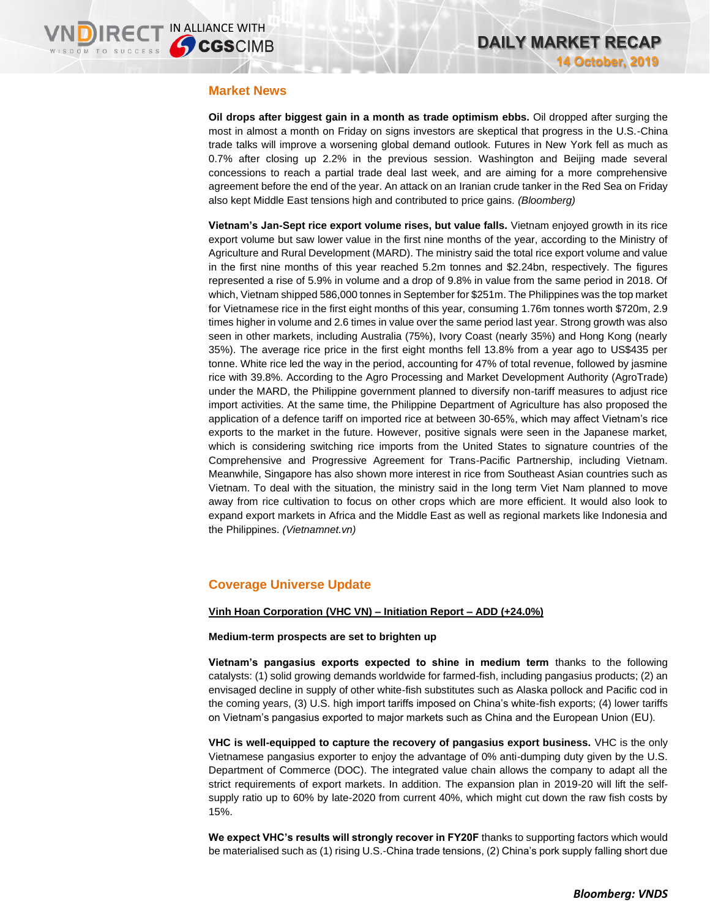## Market News

**Oil drops after biggest gain in a month as trade optimism ebbs.** Oil dropped after surging the most in almost a month on Friday on signs investors are skeptical that progress in the U.S.-China trade talks will improve a worsening global demand outlook. Futures in New York fell as much as 0.7% after closing up 2.2% in the previous session. Washington and Beijing made several concessions to reach a partial trade deal last week, and are aiming for a more comprehensive agreement before the end of the year. An attack on an Iranian crude tanker in the Red Sea on Friday also kept Middle East tensions high and contributed to price gains. *(Bloomberg)*

**Vietnam's Jan-Sept rice export volume rises, but value falls.** Vietnam enjoyed growth in its rice export volume but saw lower value in the first nine months of the year, according to the Ministry of Agriculture and Rural Development (MARD). The ministry said the total rice export volume and value in the first nine months of this year reached 5.2m tonnes and $2.24bn, respectively. The figures represented a rise of 5.9% in volume and a drop of 9.8% in value from the same period in 2018. Of which, Vietnam shipped 586,000 tonnes in September for $251m. The Philippines was the top market for Vietnamese rice in the first eight months of this year, consuming 1.76m tonnes worth $720m, 2.9 times higher in volume and 2.6 times in value over the same period last year. Strong growth was also seen in other markets, including Australia (75%), Ivory Coast (nearly 35%) and Hong Kong (nearly 35%). The average rice price in the first eight months fell 13.8% from a year ago to US$435 per tonne. White rice led the way in the period, accounting for 47% of total revenue, followed by jasmine rice with 39.8%. According to the Agro Processing and Market Development Authority (AgroTrade) under the MARD, the Philippine government planned to diversify non-tariff measures to adjust rice import activities. At the same time, the Philippine Department of Agriculture has also proposed the application of a defence tariff on imported rice at between 30-65%, which may affect Vietnam's rice exports to the market in the future. However, positive signals were seen in the Japanese market, which is considering switching rice imports from the United States to signature countries of the Comprehensive and Progressive Agreement for Trans-Pacific Partnership, including Vietnam. Meanwhile, Singapore has also shown more interest in rice from Southeast Asian countries such as Vietnam. To deal with the situation, the ministry said in the long term Viet Nam planned to move away from rice cultivation to focus on other crops which are more efficient. It would also look to expand export markets in Africa and the Middle East as well as regional markets like Indonesia and the Philippines. *(Vietnamnet.vn)*

## Coverage Universe Update

**Vinh Hoan Corporation (VHC VN) – Initiation Report – ADD (+24.0%)**

**Medium-term prospects are set to brighten up**

**Vietnam's pangasius exports expected to shine in medium term** thanks to the following catalysts: (1) solid growing demands worldwide for farmed-fish, including pangasius products; (2) an envisaged decline in supply of other white-fish substitutes such as Alaska pollock and Pacific cod in the coming years, (3) U.S. high import tariffs imposed on China's white-fish exports; (4) lower tariffs on Vietnam's pangasius exported to major markets such as China and the European Union (EU).

**VHC is well-equipped to capture the recovery of pangasius export business.** VHC is the only Vietnamese pangasius exporter to enjoy the advantage of 0% anti-dumping duty given by the U.S. Department of Commerce (DOC). The integrated value chain allows the company to adapt all the strict requirements of export markets. In addition. The expansion plan in 2019-20 will lift the self-supply ratio up to 60% by late-2020 from current 40%, which might cut down the raw fish costs by 15%.

**We expect VHC's results will strongly recover in FY20F** thanks to supporting factors which would be materialised such as (1) rising U.S.-China trade tensions, (2) China's pork supply falling short due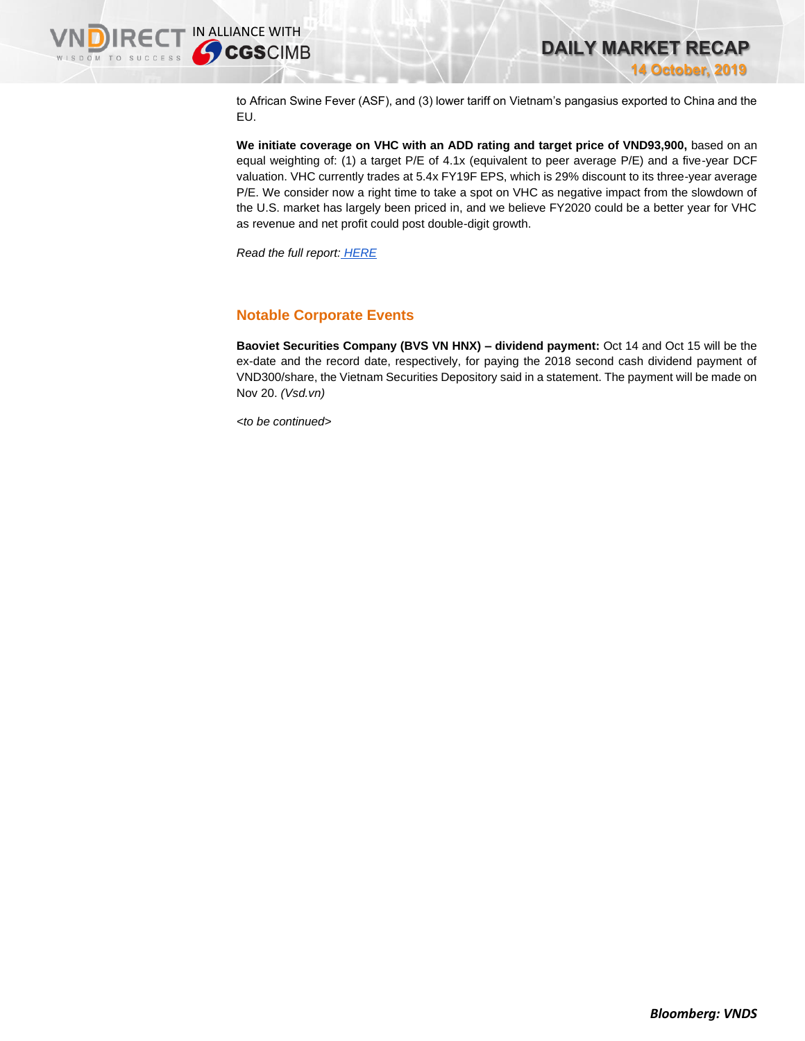to African Swine Fever (ASF), and (3) lower tariff on Vietnam's pangasius exported to China and the EU.

**We initiate coverage on VHC with an ADD rating and target price of VND93,900,** based on an equal weighting of: (1) a target P/E of 4.1x (equivalent to peer average P/E) and a five-year DCF valuation. VHC currently trades at 5.4x FY19F EPS, which is 29% discount to its three-year average P/E. We consider now a right time to take a spot on VHC as negative impact from the slowdown of the U.S. market has largely been priced in, and we believe FY2020 could be a better year for VHC as revenue and net profit could post double-digit growth.

*Read the full report: HERE*

## Notable Corporate Events

**Baoviet Securities Company (BVS VN HNX) – dividend payment:** Oct 14 and Oct 15 will be the ex-date and the record date, respectively, for paying the 2018 second cash dividend payment of VND300/share, the Vietnam Securities Depository said in a statement. The payment will be made on Nov 20. *(Vsd.vn)*

*<to be continued>*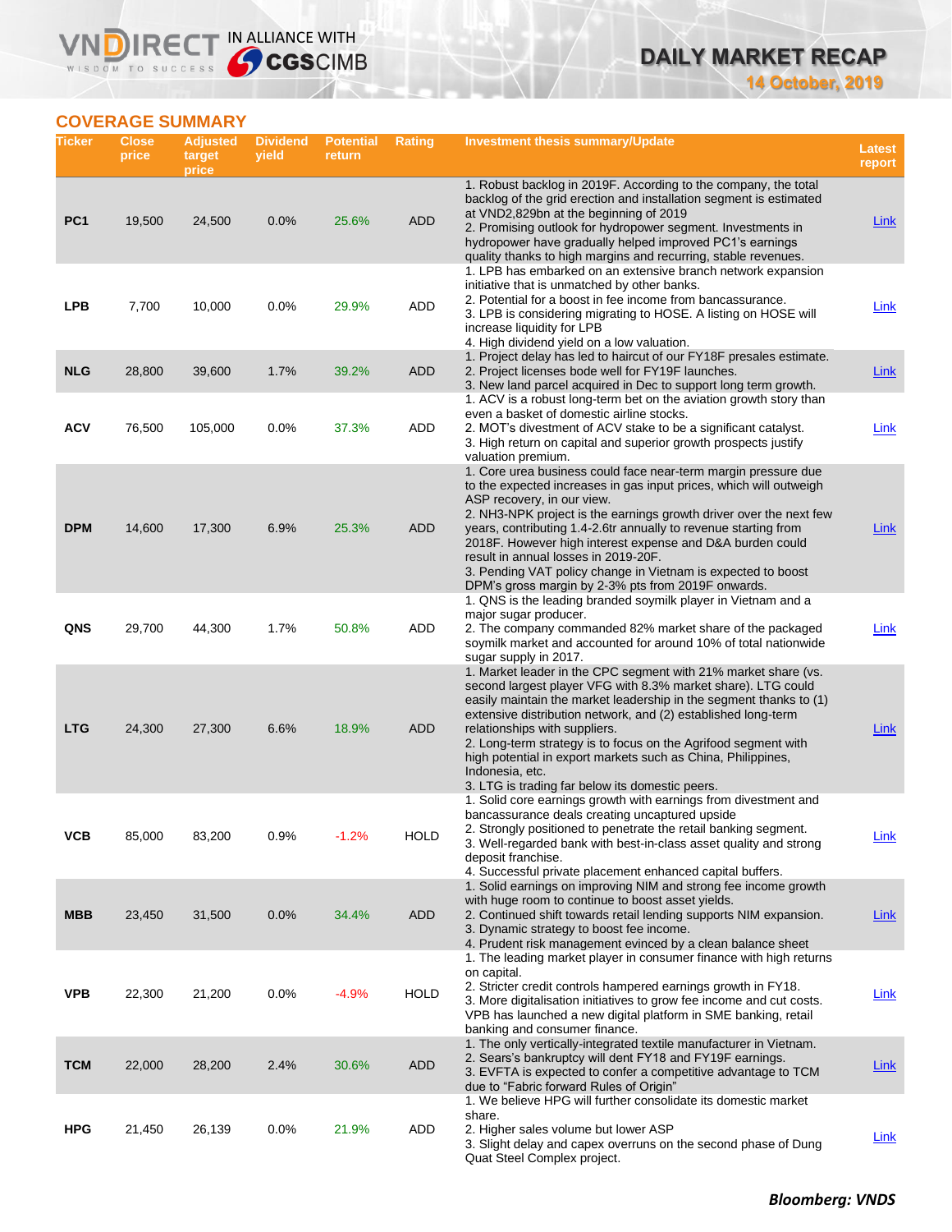## COVERAGE SUMMARY

| Ticker | Close price | Adjusted target price | Dividend yield | Potential return | Rating | Investment thesis summary/Update | Latest report |
|---|---|---|---|---|---|---|---|
| PC1 | 19,500 | 24,500 | 0.0% | 25.6% | ADD | 1. Robust backlog in 2019F. According to the company, the total backlog of the grid erection and installation segment is estimated at VND2,829bn at the beginning of 2019<br>2. Promising outlook for hydropower segment. Investments in hydropower have gradually helped improved PC1's earnings quality thanks to high margins and recurring, stable revenues. | Link |
| LPB | 7,700 | 10,000 | 0.0% | 29.9% | ADD | 1. LPB has embarked on an extensive branch network expansion initiative that is unmatched by other banks.<br>2. Potential for a boost in fee income from bancassurance.<br>3. LPB is considering migrating to HOSE. A listing on HOSE will increase liquidity for LPB<br>4. High dividend yield on a low valuation. | Link |
| NLG | 28,800 | 39,600 | 1.7% | 39.2% | ADD | 1. Project delay has led to haircut of our FY18F presales estimate.<br>2. Project licenses bode well for FY19F launches.<br>3. New land parcel acquired in Dec to support long term growth. | Link |
| ACV | 76,500 | 105,000 | 0.0% | 37.3% | ADD | 1. ACV is a robust long-term bet on the aviation growth story than even a basket of domestic airline stocks.<br>2. MOT's divestment of ACV stake to be a significant catalyst.<br>3. High return on capital and superior growth prospects justify valuation premium. | Link |
| DPM | 14,600 | 17,300 | 6.9% | 25.3% | ADD | 1. Core urea business could face near-term margin pressure due to the expected increases in gas input prices, which will outweigh ASP recovery, in our view.<br>2. NH3-NPK project is the earnings growth driver over the next few years, contributing 1.4-2.6tr annually to revenue starting from 2018F. However high interest expense and D&A burden could result in annual losses in 2019-20F.<br>3. Pending VAT policy change in Vietnam is expected to boost DPM's gross margin by 2-3% pts from 2019F onwards. | Link |
| QNS | 29,700 | 44,300 | 1.7% | 50.8% | ADD | 1. QNS is the leading branded soymilk player in Vietnam and a major sugar producer.<br>2. The company commanded 82% market share of the packaged soymilk market and accounted for around 10% of total nationwide sugar supply in 2017. | Link |
| LTG | 24,300 | 27,300 | 6.6% | 18.9% | ADD | 1. Market leader in the CPC segment with 21% market share (vs. second largest player VFG with 8.3% market share). LTG could easily maintain the market leadership in the segment thanks to (1) extensive distribution network, and (2) established long-term relationships with suppliers.<br>2. Long-term strategy is to focus on the Agrifood segment with high potential in export markets such as China, Philippines, Indonesia, etc.<br>3. LTG is trading far below its domestic peers. | Link |
| VCB | 85,000 | 83,200 | 0.9% | -1.2% | HOLD | 1. Solid core earnings growth with earnings from divestment and bancassurance deals creating uncaptured upside<br>2. Strongly positioned to penetrate the retail banking segment.<br>3. Well-regarded bank with best-in-class asset quality and strong deposit franchise.<br>4. Successful private placement enhanced capital buffers. | Link |
| MBB | 23,450 | 31,500 | 0.0% | 34.4% | ADD | 1. Solid earnings on improving NIM and strong fee income growth with huge room to continue to boost asset yields.<br>2. Continued shift towards retail lending supports NIM expansion.<br>3. Dynamic strategy to boost fee income.<br>4. Prudent risk management evinced by a clean balance sheet | Link |
| VPB | 22,300 | 21,200 | 0.0% | -4.9% | HOLD | 1. The leading market player in consumer finance with high returns on capital.<br>2. Stricter credit controls hampered earnings growth in FY18.<br>3. More digitalisation initiatives to grow fee income and cut costs. VPB has launched a new digital platform in SME banking, retail banking and consumer finance. | Link |
| TCM | 22,000 | 28,200 | 2.4% | 30.6% | ADD | 1. The only vertically-integrated textile manufacturer in Vietnam.<br>2. Sears's bankruptcy will dent FY18 and FY19F earnings.<br>3. EVFTA is expected to confer a competitive advantage to TCM due to "Fabric forward Rules of Origin" | Link |
| HPG | 21,450 | 26,139 | 0.0% | 21.9% | ADD | 1. We believe HPG will further consolidate its domestic market share.<br>2. Higher sales volume but lower ASP<br>3. Slight delay and capex overruns on the second phase of Dung Quat Steel Complex project. | Link |

***Bloomberg: VNDS***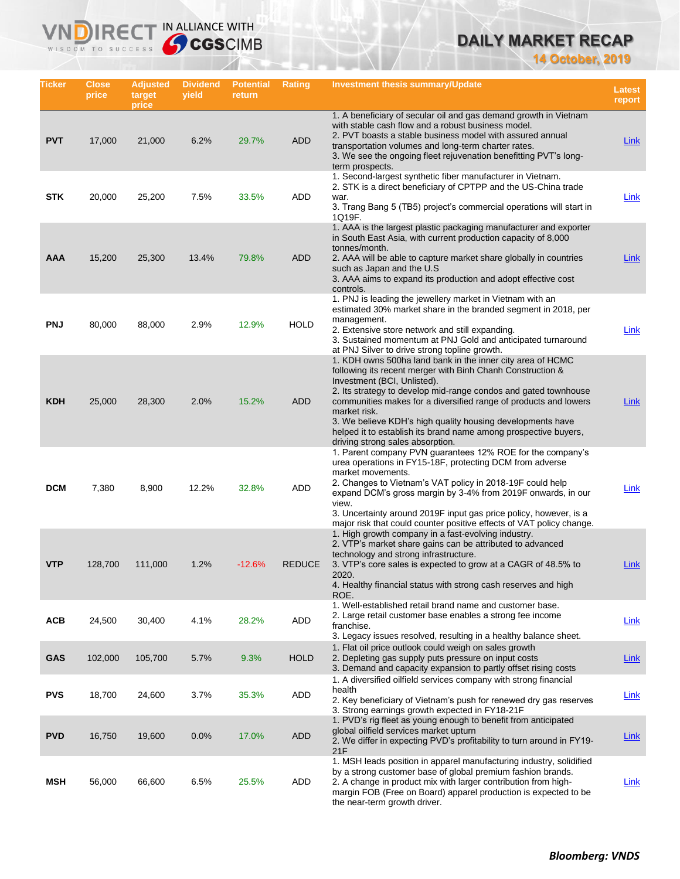# DAILY MARKET RECAP

**14 October, 2019**

| Ticker | Close price | Adjusted target price | Dividend yield | Potential return | Rating | Investment thesis summary/Update | Latest report |
|---|---|---|---|---|---|---|---|
| PVT | 17,000 | 21,000 | 6.2% | 29.7% | ADD | 1. A beneficiary of secular oil and gas demand growth in Vietnam with stable cash flow and a robust business model. 2. PVT boasts a stable business model with assured annual transportation volumes and long-term charter rates. 3. We see the ongoing fleet rejuvenation benefitting PVT's long-term prospects. | Link |
| STK | 20,000 | 25,200 | 7.5% | 33.5% | ADD | 1. Second-largest synthetic fiber manufacturer in Vietnam. 2. STK is a direct beneficiary of CPTPP and the US-China trade war. 3. Trang Bang 5 (TB5) project's commercial operations will start in 1Q19F. | Link |
| AAA | 15,200 | 25,300 | 13.4% | 79.8% | ADD | 1. AAA is the largest plastic packaging manufacturer and exporter in South East Asia, with current production capacity of 8,000 tonnes/month. 2. AAA will be able to capture market share globally in countries such as Japan and the U.S 3. AAA aims to expand its production and adopt effective cost controls. | Link |
| PNJ | 80,000 | 88,000 | 2.9% | 12.9% | HOLD | 1. PNJ is leading the jewellery market in Vietnam with an estimated 30% market share in the branded segment in 2018, per management. 2. Extensive store network and still expanding. 3. Sustained momentum at PNJ Gold and anticipated turnaround at PNJ Silver to drive strong topline growth. | Link |
| KDH | 25,000 | 28,300 | 2.0% | 15.2% | ADD | 1. KDH owns 500ha land bank in the inner city area of HCMC following its recent merger with Binh Chanh Construction & Investment (BCI, Unlisted). 2. Its strategy to develop mid-range condos and gated townhouse communities makes for a diversified range of products and lowers market risk. 3. We believe KDH's high quality housing developments have helped it to establish its brand name among prospective buyers, driving strong sales absorption. | Link |
| DCM | 7,380 | 8,900 | 12.2% | 32.8% | ADD | 1. Parent company PVN guarantees 12% ROE for the company's urea operations in FY15-18F, protecting DCM from adverse market movements. 2. Changes to Vietnam's VAT policy in 2018-19F could help expand DCM's gross margin by 3-4% from 2019F onwards, in our view. 3. Uncertainty around 2019F input gas price policy, however, is a major risk that could counter positive effects of VAT policy change. | Link |
| VTP | 128,700 | 111,000 | 1.2% | -12.6% | REDUCE | 1. High growth company in a fast-evolving industry. 2. VTP's market share gains can be attributed to advanced technology and strong infrastructure. 3. VTP's core sales is expected to grow at a CAGR of 48.5% to 2020. 4. Healthy financial status with strong cash reserves and high ROE. | Link |
| ACB | 24,500 | 30,400 | 4.1% | 28.2% | ADD | 1. Well-established retail brand name and customer base. 2. Large retail customer base enables a strong fee income franchise. 3. Legacy issues resolved, resulting in a healthy balance sheet. | Link |
| GAS | 102,000 | 105,700 | 5.7% | 9.3% | HOLD | 1. Flat oil price outlook could weigh on sales growth 2. Depleting gas supply puts pressure on input costs 3. Demand and capacity expansion to partly offset rising costs | Link |
| PVS | 18,700 | 24,600 | 3.7% | 35.3% | ADD | 1. A diversified oilfield services company with strong financial health 2. Key beneficiary of Vietnam's push for renewed dry gas reserves 3. Strong earnings growth expected in FY18-21F | Link |
| PVD | 16,750 | 19,600 | 0.0% | 17.0% | ADD | 1. PVD's rig fleet as young enough to benefit from anticipated global oilfield services market upturn 2. We differ in expecting PVD's profitability to turn around in FY19-21F | Link |
| MSH | 56,000 | 66,600 | 6.5% | 25.5% | ADD | 1. MSH leads position in apparel manufacturing industry, solidified by a strong customer base of global premium fashion brands. 2. A change in product mix with larger contribution from high-margin FOB (Free on Board) apparel production is expected to be the near-term growth driver. | Link |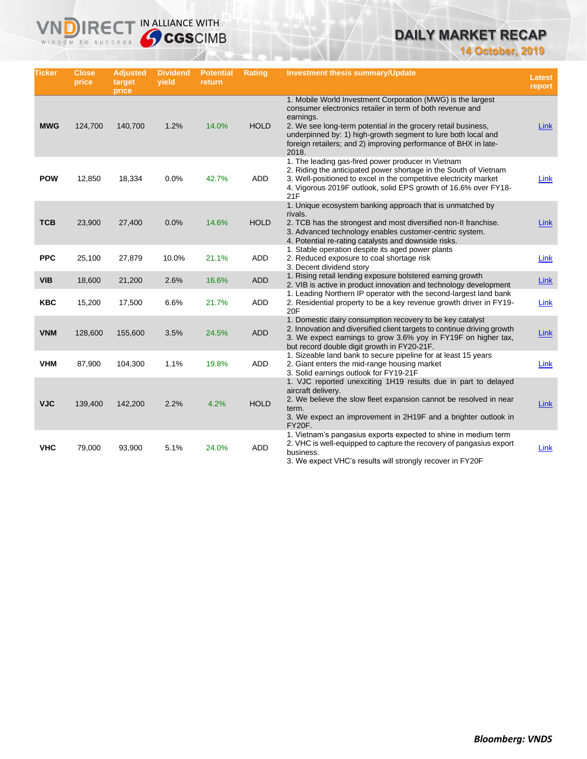# DAILY MARKET RECAP

**14 October, 2019**

| Ticker | Close price | Adjusted target price | Dividend yield | Potential return | Rating | Investment thesis summary/Update | Latest report |
|---|---|---|---|---|---|---|---|
| **MWG** | 124,700 | 140,700 | 1.2% | 14.0% | HOLD | 1. Mobile World Investment Corporation (MWG) is the largest consumer electronics retailer in term of both revenue and earnings.<br>2. We see long-term potential in the grocery retail business, underpinned by: 1) high-growth segment to lure both local and foreign retailers; and 2) improving performance of BHX in late-2018. | Link |
| **POW** | 12,850 | 18,334 | 0.0% | 42.7% | ADD | 1. The leading gas-fired power producer in Vietnam<br>2. Riding the anticipated power shortage in the South of Vietnam<br>3. Well-positioned to excel in the competitive electricity market<br>4. Vigorous 2019F outlook, solid EPS growth of 16.6% over FY18-21F | Link |
| **TCB** | 23,900 | 27,400 | 0.0% | 14.6% | HOLD | 1. Unique ecosystem banking approach that is unmatched by rivals.<br>2. TCB has the strongest and most diversified non-II franchise.<br>3. Advanced technology enables customer-centric system.<br>4. Potential re-rating catalysts and downside risks. | Link |
| **PPC** | 25,100 | 27,879 | 10.0% | 21.1% | ADD | 1. Stable operation despite its aged power plants<br>2. Reduced exposure to coal shortage risk<br>3. Decent dividend story | Link |
| **VIB** | 18,600 | 21,200 | 2.6% | 16.6% | ADD | 1. Rising retail lending exposure bolstered earning growth<br>2. VIB is active in product innovation and technology development | Link |
| **KBC** | 15,200 | 17,500 | 6.6% | 21.7% | ADD | 1. Leading Northern IP operator with the second-largest land bank<br>2. Residential property to be a key revenue growth driver in FY19-20F | Link |
| **VNM** | 128,600 | 155,600 | 3.5% | 24.5% | ADD | 1. Domestic dairy consumption recovery to be key catalyst<br>2. Innovation and diversified client targets to continue driving growth<br>3. We expect earnings to grow 3.6% yoy in FY19F on higher tax, but record double digit growth in FY20-21F. | Link |
| **VHM** | 87,900 | 104,300 | 1.1% | 19.8% | ADD | 1. Sizeable land bank to secure pipeline for at least 15 years<br>2. Giant enters the mid-range housing market<br>3. Solid earnings outlook for FY19-21F | Link |
| **VJC** | 139,400 | 142,200 | 2.2% | 4.2% | HOLD | 1. VJC reported unexciting 1H19 results due in part to delayed aircraft delivery.<br>2. We believe the slow fleet expansion cannot be resolved in near term.<br>3. We expect an improvement in 2H19F and a brighter outlook in FY20F. | Link |
| **VHC** | 79,000 | 93,900 | 5.1% | 24.0% | ADD | 1. Vietnam's pangasius exports expected to shine in medium term<br>2. VHC is well-equipped to capture the recovery of pangasius export business.<br>3. We expect VHC's results will strongly recover in FY20F | Link |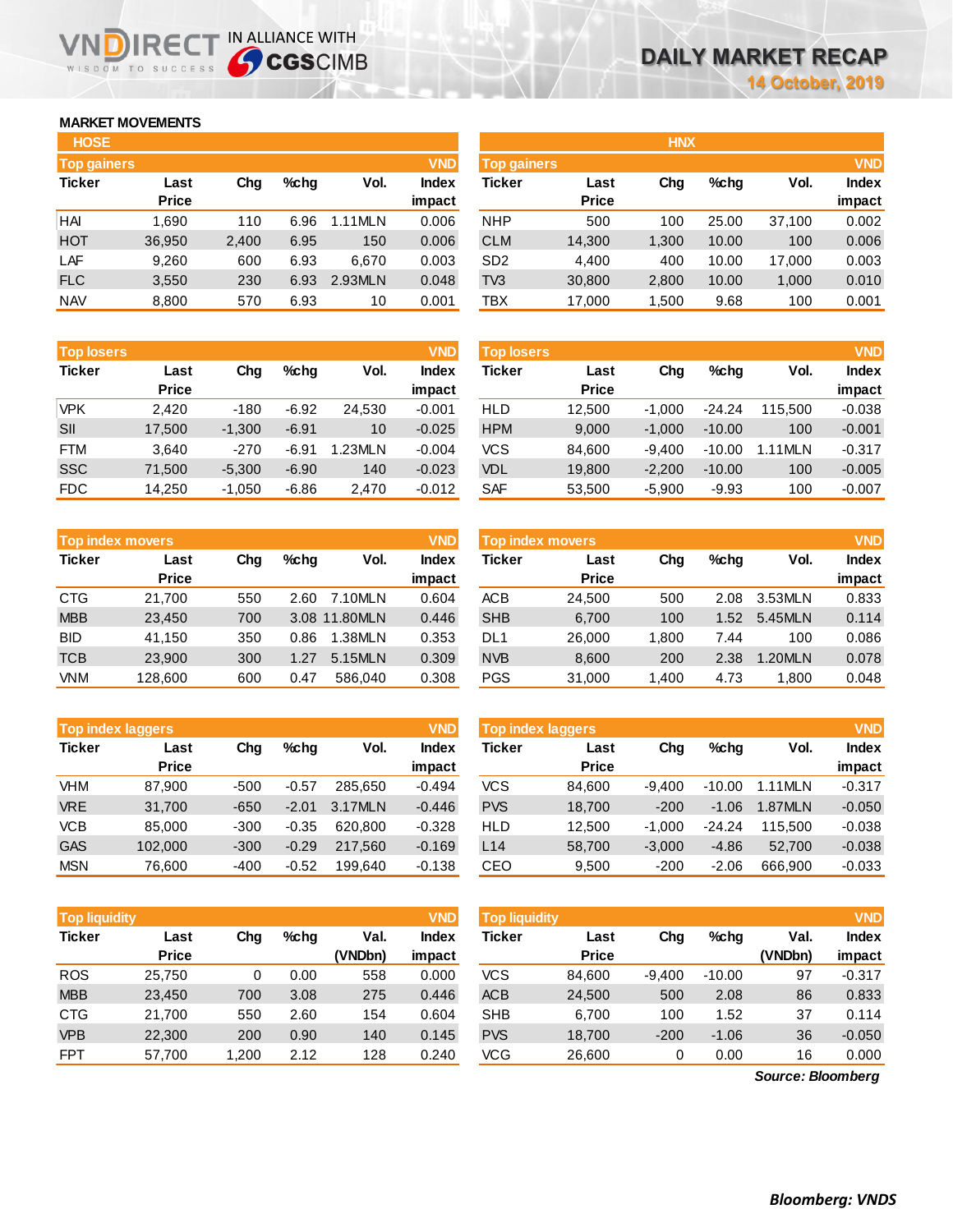# DAILY MARKET RECAP

14 October, 2019

## MARKET MOVEMENTS

### HOSE

**Top gainers** (VND)

| Ticker | Last Price | Chg | %chg | Vol. | Index impact |
|---|---|---|---|---|---|
| HAI | 1,690 | 110 | 6.96 | 1.11MLN | 0.006 |
| HOT | 36,950 | 2,400 | 6.95 | 150 | 0.006 |
| LAF | 9,260 | 600 | 6.93 | 6,670 | 0.003 |
| FLC | 3,550 | 230 | 6.93 | 2.93MLN | 0.048 |
| NAV | 8,800 | 570 | 6.93 | 10 | 0.001 |

**Top losers** (VND)

| Ticker | Last Price | Chg | %chg | Vol. | Index impact |
|---|---|---|---|---|---|
| VPK | 2,420 | -180 | -6.92 | 24,530 | -0.001 |
| SII | 17,500 | -1,300 | -6.91 | 10 | -0.025 |
| FTM | 3,640 | -270 | -6.91 | 1.23MLN | -0.004 |
| SSC | 71,500 | -5,300 | -6.90 | 140 | -0.023 |
| FDC | 14,250 | -1,050 | -6.86 | 2,470 | -0.012 |

**Top index movers** (VND)

| Ticker | Last Price | Chg | %chg | Vol. | Index impact |
|---|---|---|---|---|---|
| CTG | 21,700 | 550 | 2.60 | 7.10MLN | 0.604 |
| MBB | 23,450 | 700 | 3.08 | 11.80MLN | 0.446 |
| BID | 41,150 | 350 | 0.86 | 1.38MLN | 0.353 |
| TCB | 23,900 | 300 | 1.27 | 5.15MLN | 0.309 |
| VNM | 128,600 | 600 | 0.47 | 586,040 | 0.308 |

**Top index laggers** (VND)

| Ticker | Last Price | Chg | %chg | Vol. | Index impact |
|---|---|---|---|---|---|
| VHM | 87,900 | -500 | -0.57 | 285,650 | -0.494 |
| VRE | 31,700 | -650 | -2.01 | 3.17MLN | -0.446 |
| VCB | 85,000 | -300 | -0.35 | 620,800 | -0.328 |
| GAS | 102,000 | -300 | -0.29 | 217,560 | -0.169 |
| MSN | 76,600 | -400 | -0.52 | 199,640 | -0.138 |

**Top liquidity** (VND)

| Ticker | Last Price | Chg | %chg | Val. (VNDbn) | Index impact |
|---|---|---|---|---|---|
| ROS | 25,750 | 0 | 0.00 | 558 | 0.000 |
| MBB | 23,450 | 700 | 3.08 | 275 | 0.446 |
| CTG | 21,700 | 550 | 2.60 | 154 | 0.604 |
| VPB | 22,300 | 200 | 0.90 | 140 | 0.145 |
| FPT | 57,700 | 1,200 | 2.12 | 128 | 0.240 |

### HNX

**Top gainers** (VND)

| Ticker | Last Price | Chg | %chg | Vol. | Index impact |
|---|---|---|---|---|---|
| NHP | 500 | 100 | 25.00 | 37,100 | 0.002 |
| CLM | 14,300 | 1,300 | 10.00 | 100 | 0.006 |
| SD2 | 4,400 | 400 | 10.00 | 17,000 | 0.003 |
| TV3 | 30,800 | 2,800 | 10.00 | 1,000 | 0.010 |
| TBX | 17,000 | 1,500 | 9.68 | 100 | 0.001 |

**Top losers** (VND)

| Ticker | Last Price | Chg | %chg | Vol. | Index impact |
|---|---|---|---|---|---|
| HLD | 12,500 | -1,000 | -24.24 | 115,500 | -0.038 |
| HPM | 9,000 | -1,000 | -10.00 | 100 | -0.001 |
| VCS | 84,600 | -9,400 | -10.00 | 1.11MLN | -0.317 |
| VDL | 19,800 | -2,200 | -10.00 | 100 | -0.005 |
| SAF | 53,500 | -5,900 | -9.93 | 100 | -0.007 |

**Top index movers** (VND)

| Ticker | Last Price | Chg | %chg | Vol. | Index impact |
|---|---|---|---|---|---|
| ACB | 24,500 | 500 | 2.08 | 3.53MLN | 0.833 |
| SHB | 6,700 | 100 | 1.52 | 5.45MLN | 0.114 |
| DL1 | 26,000 | 1,800 | 7.44 | 100 | 0.086 |
| NVB | 8,600 | 200 | 2.38 | 1.20MLN | 0.078 |
| PGS | 31,000 | 1,400 | 4.73 | 1,800 | 0.048 |

**Top index laggers** (VND)

| Ticker | Last Price | Chg | %chg | Vol. | Index impact |
|---|---|---|---|---|---|
| VCS | 84,600 | -9,400 | -10.00 | 1.11MLN | -0.317 |
| PVS | 18,700 | -200 | -1.06 | 1.87MLN | -0.050 |
| HLD | 12,500 | -1,000 | -24.24 | 115,500 | -0.038 |
| L14 | 58,700 | -3,000 | -4.86 | 52,700 | -0.038 |
| CEO | 9,500 | -200 | -2.06 | 666,900 | -0.033 |

**Top liquidity** (VND)

| Ticker | Last Price | Chg | %chg | Val. (VNDbn) | Index impact |
|---|---|---|---|---|---|
| VCS | 84,600 | -9,400 | -10.00 | 97 | -0.317 |
| ACB | 24,500 | 500 | 2.08 | 86 | 0.833 |
| SHB | 6,700 | 100 | 1.52 | 37 | 0.114 |
| PVS | 18,700 | -200 | -1.06 | 36 | -0.050 |
| VCG | 26,600 | 0 | 0.00 | 16 | 0.000 |

*Source: Bloomberg*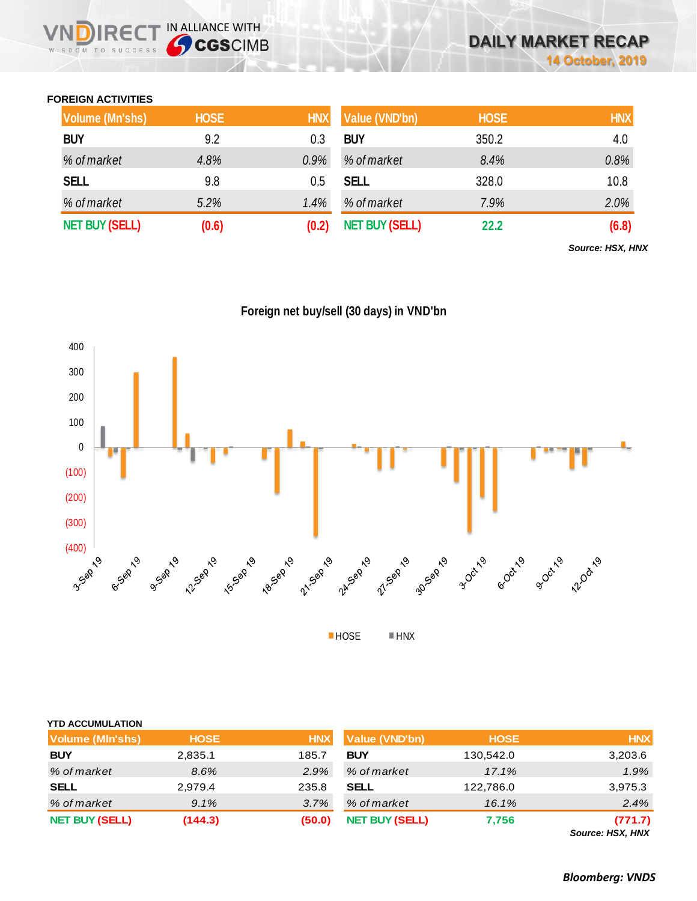# DAILY MARKET RECAP

**14 October, 2019**

### FOREIGN ACTIVITIES

| Volume (Mn'shs) | HOSE | HNX |
|---|---|---|
| **BUY** | 9.2 | 0.3 |
| *% of market* | *4.8%* | *0.9%* |
| **SELL** | 9.8 | 0.5 |
| *% of market* | *5.2%* | *1.4%* |
| **NET BUY (SELL)** | **(0.6)** | **(0.2)** |

| Value (VND'bn) | HOSE | HNX |
|---|---|---|
| **BUY** | 350.2 | 4.0 |
| *% of market* | *8.4%* | *0.8%* |
| **SELL** | 328.0 | 10.8 |
| *% of market* | *7.9%* | *2.0%* |
| **NET BUY (SELL)** | **22.2** | **(6.8)** |

***Source: HSX, HNX***

**Foreign net buy/sell (30 days) in VND'bn**

### YTD ACCUMULATION

| Volume (Mln'shs) | HOSE | HNX |
|---|---|---|
| **BUY** | 2,835.1 | 185.7 |
| *% of market* | *8.6%* | *2.9%* |
| **SELL** | 2,979.4 | 235.8 |
| *% of market* | *9.1%* | *3.7%* |
| **NET BUY (SELL)** | **(144.3)** | **(50.0)** |

| Value (VND'bn) | HOSE | HNX |
|---|---|---|
| **BUY** | 130,542.0 | 3,203.6 |
| *% of market* | *17.1%* | *1.9%* |
| **SELL** | 122,786.0 | 3,975.3 |
| *% of market* | *16.1%* | *2.4%* |
| **NET BUY (SELL)** | **7,756** | **(771.7)** |

***Source: HSX, HNX***

***Bloomberg: VNDS***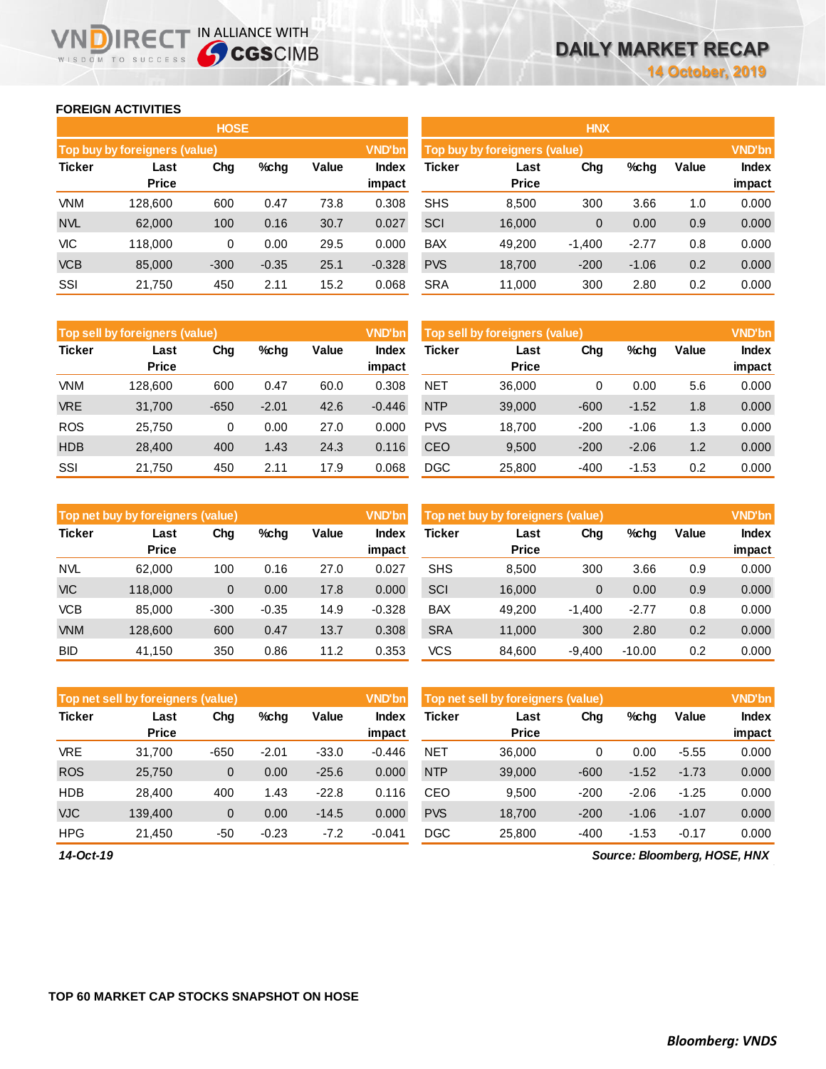## FOREIGN ACTIVITIES

### HOSE

| Top buy by foreigners (value) | | | | | VND'bn |
|---|---|---|---|---|---|
| Ticker | Last Price | Chg | %chg | Value | Index impact |
| VNM | 128,600 | 600 | 0.47 | 73.8 | 0.308 |
| NVL | 62,000 | 100 | 0.16 | 30.7 | 0.027 |
| VIC | 118,000 | 0 | 0.00 | 29.5 | 0.000 |
| VCB | 85,000 | -300 | -0.35 | 25.1 | -0.328 |
| SSI | 21,750 | 450 | 2.11 | 15.2 | 0.068 |

| Top sell by foreigners (value) | | | | | VND'bn |
|---|---|---|---|---|---|
| Ticker | Last Price | Chg | %chg | Value | Index impact |
| VNM | 128,600 | 600 | 0.47 | 60.0 | 0.308 |
| VRE | 31,700 | -650 | -2.01 | 42.6 | -0.446 |
| ROS | 25,750 | 0 | 0.00 | 27.0 | 0.000 |
| HDB | 28,400 | 400 | 1.43 | 24.3 | 0.116 |
| SSI | 21,750 | 450 | 2.11 | 17.9 | 0.068 |

| Top net buy by foreigners (value) | | | | | VND'bn |
|---|---|---|---|---|---|
| Ticker | Last Price | Chg | %chg | Value | Index impact |
| NVL | 62,000 | 100 | 0.16 | 27.0 | 0.027 |
| VIC | 118,000 | 0 | 0.00 | 17.8 | 0.000 |
| VCB | 85,000 | -300 | -0.35 | 14.9 | -0.328 |
| VNM | 128,600 | 600 | 0.47 | 13.7 | 0.308 |
| BID | 41,150 | 350 | 0.86 | 11.2 | 0.353 |

| Top net sell by foreigners (value) | | | | | VND'bn |
|---|---|---|---|---|---|
| Ticker | Last Price | Chg | %chg | Value | Index impact |
| VRE | 31,700 | -650 | -2.01 | -33.0 | -0.446 |
| ROS | 25,750 | 0 | 0.00 | -25.6 | 0.000 |
| HDB | 28,400 | 400 | 1.43 | -22.8 | 0.116 |
| VJC | 139,400 | 0 | 0.00 | -14.5 | 0.000 |
| HPG | 21,450 | -50 | -0.23 | -7.2 | -0.041 |

### HNX

| Top buy by foreigners (value) | | | | | VND'bn |
|---|---|---|---|---|---|
| Ticker | Last Price | Chg | %chg | Value | Index impact |
| SHS | 8,500 | 300 | 3.66 | 1.0 | 0.000 |
| SCI | 16,000 | 0 | 0.00 | 0.9 | 0.000 |
| BAX | 49,200 | -1,400 | -2.77 | 0.8 | 0.000 |
| PVS | 18,700 | -200 | -1.06 | 0.2 | 0.000 |
| SRA | 11,000 | 300 | 2.80 | 0.2 | 0.000 |

| Top sell by foreigners (value) | | | | | VND'bn |
|---|---|---|---|---|---|
| Ticker | Last Price | Chg | %chg | Value | Index impact |
| NET | 36,000 | 0 | 0.00 | 5.6 | 0.000 |
| NTP | 39,000 | -600 | -1.52 | 1.8 | 0.000 |
| PVS | 18,700 | -200 | -1.06 | 1.3 | 0.000 |
| CEO | 9,500 | -200 | -2.06 | 1.2 | 0.000 |
| DGC | 25,800 | -400 | -1.53 | 0.2 | 0.000 |

| Top net buy by foreigners (value) | | | | | VND'bn |
|---|---|---|---|---|---|
| Ticker | Last Price | Chg | %chg | Value | Index impact |
| SHS | 8,500 | 300 | 3.66 | 0.9 | 0.000 |
| SCI | 16,000 | 0 | 0.00 | 0.9 | 0.000 |
| BAX | 49,200 | -1,400 | -2.77 | 0.8 | 0.000 |
| SRA | 11,000 | 300 | 2.80 | 0.2 | 0.000 |
| VCS | 84,600 | -9,400 | -10.00 | 0.2 | 0.000 |

| Top net sell by foreigners (value) | | | | | VND'bn |
|---|---|---|---|---|---|
| Ticker | Last Price | Chg | %chg | Value | Index impact |
| NET | 36,000 | 0 | 0.00 | -5.55 | 0.000 |
| NTP | 39,000 | -600 | -1.52 | -1.73 | 0.000 |
| CEO | 9,500 | -200 | -2.06 | -1.25 | 0.000 |
| PVS | 18,700 | -200 | -1.06 | -1.07 | 0.000 |
| DGC | 25,800 | -400 | -1.53 | -0.17 | 0.000 |

*14-Oct-19*

*Source: Bloomberg, HOSE, HNX*

## TOP 60 MARKET CAP STOCKS SNAPSHOT ON HOSE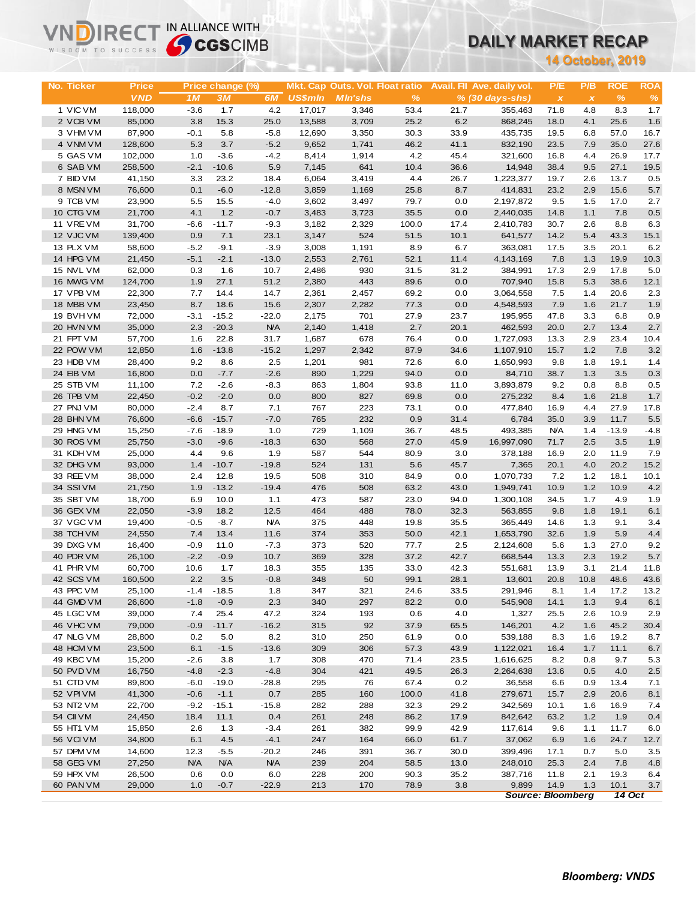# DAILY MARKET RECAP

**14 October, 2019**

| No. | Ticker | Price VND | Price change (%) 1M | 3M | 6M | Mkt. Cap US$mln | Outs. Vol. Mln'shs | Float ratio % | Avail. FII % | Ave. daily vol. (30 days-shs) | P/E x | P/B x | ROE % | ROA % |
|---|---|---|---|---|---|---|---|---|---|---|---|---|---|---|
| 1 | VIC VM | 118,000 | -3.6 | 1.7 | 4.2 | 17,017 | 3,346 | 53.4 | 21.7 | 355,463 | 71.8 | 4.8 | 8.3 | 1.7 |
| 2 | VCB VM | 85,000 | 3.8 | 15.3 | 25.0 | 13,588 | 3,709 | 25.2 | 6.2 | 868,245 | 18.0 | 4.1 | 25.6 | 1.6 |
| 3 | VHM VM | 87,900 | -0.1 | 5.8 | -5.8 | 12,690 | 3,350 | 30.3 | 33.9 | 435,735 | 19.5 | 6.8 | 57.0 | 16.7 |
| 4 | VNM VM | 128,600 | 5.3 | 3.7 | -5.2 | 9,652 | 1,741 | 46.2 | 41.1 | 832,190 | 23.5 | 7.9 | 35.0 | 27.6 |
| 5 | GAS VM | 102,000 | 1.0 | -3.6 | -4.2 | 8,414 | 1,914 | 4.2 | 45.4 | 321,600 | 16.8 | 4.4 | 26.9 | 17.7 |
| 6 | SAB VM | 258,500 | -2.1 | -10.6 | 5.9 | 7,145 | 641 | 10.4 | 36.6 | 14,948 | 38.4 | 9.5 | 27.1 | 19.5 |
| 7 | BID VM | 41,150 | 3.3 | 23.2 | 18.4 | 6,064 | 3,419 | 4.4 | 26.7 | 1,223,377 | 19.7 | 2.6 | 13.7 | 0.5 |
| 8 | MSN VM | 76,600 | 0.1 | -6.0 | -12.8 | 3,859 | 1,169 | 25.8 | 8.7 | 414,831 | 23.2 | 2.9 | 15.6 | 5.7 |
| 9 | TCB VM | 23,900 | 5.5 | 15.5 | -4.0 | 3,602 | 3,497 | 79.7 | 0.0 | 2,197,872 | 9.5 | 1.5 | 17.0 | 2.7 |
| 10 | CTG VM | 21,700 | 4.1 | 1.2 | -0.7 | 3,483 | 3,723 | 35.5 | 0.0 | 2,440,035 | 14.8 | 1.1 | 7.8 | 0.5 |
| 11 | VRE VM | 31,700 | -6.6 | -11.7 | -9.3 | 3,182 | 2,329 | 100.0 | 17.4 | 2,410,783 | 30.7 | 2.6 | 8.8 | 6.3 |
| 12 | VJC VM | 139,400 | 0.9 | 7.1 | 23.1 | 3,147 | 524 | 51.5 | 10.1 | 641,577 | 14.2 | 5.4 | 43.3 | 15.1 |
| 13 | PLX VM | 58,600 | -5.2 | -9.1 | -3.9 | 3,008 | 1,191 | 8.9 | 6.7 | 363,081 | 17.5 | 3.5 | 20.1 | 6.2 |
| 14 | HPG VM | 21,450 | -5.1 | -2.1 | -13.0 | 2,553 | 2,761 | 52.1 | 11.4 | 4,143,169 | 7.8 | 1.3 | 19.9 | 10.3 |
| 15 | NVL VM | 62,000 | 0.3 | 1.6 | 10.7 | 2,486 | 930 | 31.5 | 31.2 | 384,991 | 17.3 | 2.9 | 17.8 | 5.0 |
| 16 | MWG VM | 124,700 | 1.9 | 27.1 | 51.2 | 2,380 | 443 | 89.6 | 0.0 | 707,940 | 15.8 | 5.3 | 38.6 | 12.1 |
| 17 | VPB VM | 22,300 | 7.7 | 14.4 | 14.7 | 2,361 | 2,457 | 69.2 | 0.0 | 3,064,558 | 7.5 | 1.4 | 20.6 | 2.3 |
| 18 | MBB VM | 23,450 | 8.7 | 18.6 | 15.6 | 2,307 | 2,282 | 77.3 | 0.0 | 4,548,593 | 7.9 | 1.6 | 21.7 | 1.9 |
| 19 | BVH VM | 72,000 | -3.1 | -15.2 | -22.0 | 2,175 | 701 | 27.9 | 23.7 | 195,955 | 47.8 | 3.3 | 6.8 | 0.9 |
| 20 | HVN VM | 35,000 | 2.3 | -20.3 | N/A | 2,140 | 1,418 | 2.7 | 20.1 | 462,593 | 20.0 | 2.7 | 13.4 | 2.7 |
| 21 | FPT VM | 57,700 | 1.6 | 22.8 | 31.7 | 1,687 | 678 | 76.4 | 0.0 | 1,727,093 | 13.3 | 2.9 | 23.4 | 10.4 |
| 22 | POW VM | 12,850 | 1.6 | -13.8 | -15.2 | 1,297 | 2,342 | 87.9 | 34.6 | 1,107,910 | 15.7 | 1.2 | 7.8 | 3.2 |
| 23 | HDB VM | 28,400 | 9.2 | 8.6 | 2.5 | 1,201 | 981 | 72.6 | 6.0 | 1,650,993 | 9.8 | 1.8 | 19.1 | 1.4 |
| 24 | EIB VM | 16,800 | 0.0 | -7.7 | -2.6 | 890 | 1,229 | 94.0 | 0.0 | 84,710 | 38.7 | 1.3 | 3.5 | 0.3 |
| 25 | STB VM | 11,100 | 7.2 | -2.6 | -8.3 | 863 | 1,804 | 93.8 | 11.0 | 3,893,879 | 9.2 | 0.8 | 8.8 | 0.5 |
| 26 | TPB VM | 22,450 | -0.2 | -2.0 | 0.0 | 800 | 827 | 69.8 | 0.0 | 275,232 | 8.4 | 1.6 | 21.8 | 1.7 |
| 27 | PNJ VM | 80,000 | -2.4 | 8.7 | 7.1 | 767 | 223 | 73.1 | 0.0 | 477,840 | 16.9 | 4.4 | 27.9 | 17.8 |
| 28 | BHN VM | 76,600 | -6.6 | -15.7 | -7.0 | 765 | 232 | 0.9 | 31.4 | 6,784 | 35.0 | 3.9 | 11.7 | 5.5 |
| 29 | HNG VM | 15,250 | -7.6 | -18.9 | 1.0 | 729 | 1,109 | 36.7 | 48.5 | 493,385 | N/A | 1.4 | -13.9 | -4.8 |
| 30 | ROS VM | 25,750 | -3.0 | -9.6 | -18.3 | 630 | 568 | 27.0 | 45.9 | 16,997,090 | 71.7 | 2.5 | 3.5 | 1.9 |
| 31 | KDH VM | 25,000 | 4.4 | 9.6 | 1.9 | 587 | 544 | 80.9 | 3.0 | 378,188 | 16.9 | 2.0 | 11.9 | 7.9 |
| 32 | DHG VM | 93,000 | 1.4 | -10.7 | -19.8 | 524 | 131 | 5.6 | 45.7 | 7,365 | 20.1 | 4.0 | 20.2 | 15.2 |
| 33 | REE VM | 38,000 | 2.4 | 12.8 | 19.5 | 508 | 310 | 84.9 | 0.0 | 1,070,733 | 7.2 | 1.2 | 18.1 | 10.1 |
| 34 | SSI VM | 21,750 | 1.9 | -13.2 | -19.4 | 476 | 508 | 63.2 | 43.0 | 1,949,741 | 10.9 | 1.2 | 10.9 | 4.2 |
| 35 | SBT VM | 18,700 | 6.9 | 10.0 | 1.1 | 473 | 587 | 23.0 | 94.0 | 1,300,108 | 34.5 | 1.7 | 4.9 | 1.9 |
| 36 | GEX VM | 22,050 | -3.9 | 18.2 | 12.5 | 464 | 488 | 78.0 | 32.3 | 563,855 | 9.8 | 1.8 | 19.1 | 6.1 |
| 37 | VGC VM | 19,400 | -0.5 | -8.7 | N/A | 375 | 448 | 19.8 | 35.5 | 365,449 | 14.6 | 1.3 | 9.1 | 3.4 |
| 38 | TCH VM | 24,550 | 7.4 | 13.4 | 11.6 | 374 | 353 | 50.0 | 42.1 | 1,653,790 | 32.6 | 1.9 | 5.9 | 4.4 |
| 39 | DXG VM | 16,400 | -0.9 | 11.0 | -7.3 | 373 | 520 | 77.7 | 2.5 | 2,124,608 | 5.6 | 1.3 | 27.0 | 9.2 |
| 40 | PDR VM | 26,100 | -2.2 | -0.9 | 10.7 | 369 | 328 | 37.2 | 42.7 | 668,544 | 13.3 | 2.3 | 19.2 | 5.7 |
| 41 | PHR VM | 60,700 | 10.6 | 1.7 | 18.3 | 355 | 135 | 33.0 | 42.3 | 551,681 | 13.9 | 3.1 | 21.4 | 11.8 |
| 42 | SCS VM | 160,500 | 2.2 | 3.5 | -0.8 | 348 | 50 | 99.1 | 28.1 | 13,601 | 20.8 | 10.8 | 48.6 | 43.6 |
| 43 | PPC VM | 25,100 | -1.4 | -18.5 | 1.8 | 347 | 321 | 24.6 | 33.5 | 291,946 | 8.1 | 1.4 | 17.2 | 13.2 |
| 44 | GMD VM | 26,600 | -1.8 | -0.9 | 2.3 | 340 | 297 | 82.2 | 0.0 | 545,908 | 14.1 | 1.3 | 9.4 | 6.1 |
| 45 | LGC VM | 39,000 | 7.4 | 25.4 | 47.2 | 324 | 193 | 0.6 | 4.0 | 1,327 | 25.5 | 2.6 | 10.9 | 2.9 |
| 46 | VHC VM | 79,000 | -0.9 | -11.7 | -16.2 | 315 | 92 | 37.9 | 65.5 | 146,201 | 4.2 | 1.6 | 45.2 | 30.4 |
| 47 | NLG VM | 28,800 | 0.2 | 5.0 | 8.2 | 310 | 250 | 61.9 | 0.0 | 539,188 | 8.3 | 1.6 | 19.2 | 8.7 |
| 48 | HCM VM | 23,500 | 6.1 | -1.5 | -13.6 | 309 | 306 | 57.3 | 43.9 | 1,122,021 | 16.4 | 1.7 | 11.1 | 6.7 |
| 49 | KBC VM | 15,200 | -2.6 | 3.8 | 1.7 | 308 | 470 | 71.4 | 23.5 | 1,616,625 | 8.2 | 0.8 | 9.7 | 5.3 |
| 50 | PVD VM | 16,750 | -4.8 | -2.3 | -4.8 | 304 | 421 | 49.5 | 26.3 | 2,264,638 | 13.6 | 0.5 | 4.0 | 2.5 |
| 51 | CTD VM | 89,800 | -6.0 | -19.0 | -28.8 | 295 | 76 | 67.4 | 0.2 | 36,558 | 6.6 | 0.9 | 13.4 | 7.1 |
| 52 | VPI VM | 41,300 | -0.6 | -1.1 | 0.7 | 285 | 160 | 100.0 | 41.8 | 279,671 | 15.7 | 2.9 | 20.6 | 8.1 |
| 53 | NT2 VM | 22,700 | -9.2 | -15.1 | -15.8 | 282 | 288 | 32.3 | 29.2 | 342,569 | 10.1 | 1.6 | 16.9 | 7.4 |
| 54 | CII VM | 24,450 | 18.4 | 11.1 | 0.4 | 261 | 248 | 86.2 | 17.9 | 842,642 | 63.2 | 1.2 | 1.9 | 0.4 |
| 55 | HT1 VM | 15,850 | 2.6 | 1.3 | -3.4 | 261 | 382 | 99.9 | 42.9 | 117,614 | 9.6 | 1.1 | 11.7 | 6.0 |
| 56 | VCI VM | 34,800 | 6.1 | 4.5 | -4.1 | 247 | 164 | 66.0 | 61.7 | 37,062 | 6.9 | 1.6 | 24.7 | 12.7 |
| 57 | DPM VM | 14,600 | 12.3 | -5.5 | -20.2 | 246 | 391 | 36.7 | 30.0 | 399,496 | 17.1 | 0.7 | 5.0 | 3.5 |
| 58 | GEG VM | 27,250 | N/A | N/A | N/A | 239 | 204 | 58.5 | 13.0 | 248,010 | 25.3 | 2.4 | 7.8 | 4.8 |
| 59 | HPX VM | 26,500 | 0.6 | 0.0 | 6.0 | 228 | 200 | 90.3 | 35.2 | 387,716 | 11.8 | 2.1 | 19.3 | 6.4 |
| 60 | PAN VM | 29,000 | 1.0 | -0.7 | -22.9 | 213 | 170 | 78.9 | 3.8 | 9,899 | 14.9 | 1.3 | 10.1 | 3.7 |

*Source: Bloomberg* *14 Oct*

***Bloomberg: VNDS***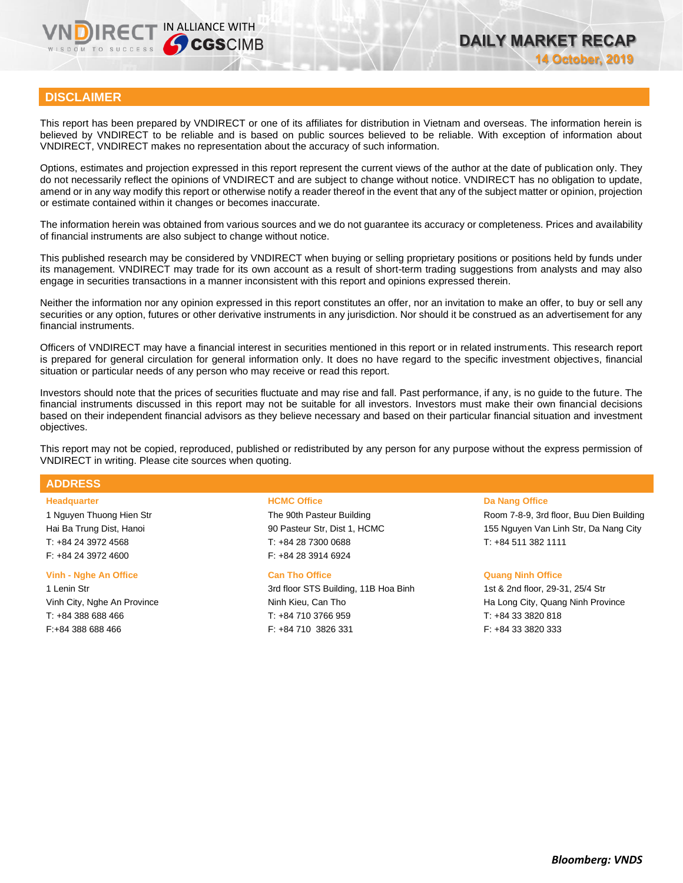## DISCLAIMER

This report has been prepared by VNDIRECT or one of its affiliates for distribution in Vietnam and overseas. The information herein is believed by VNDIRECT to be reliable and is based on public sources believed to be reliable. With exception of information about VNDIRECT, VNDIRECT makes no representation about the accuracy of such information.

Options, estimates and projection expressed in this report represent the current views of the author at the date of publication only. They do not necessarily reflect the opinions of VNDIRECT and are subject to change without notice. VNDIRECT has no obligation to update, amend or in any way modify this report or otherwise notify a reader thereof in the event that any of the subject matter or opinion, projection or estimate contained within it changes or becomes inaccurate.

The information herein was obtained from various sources and we do not guarantee its accuracy or completeness. Prices and availability of financial instruments are also subject to change without notice.

This published research may be considered by VNDIRECT when buying or selling proprietary positions or positions held by funds under its management. VNDIRECT may trade for its own account as a result of short-term trading suggestions from analysts and may also engage in securities transactions in a manner inconsistent with this report and opinions expressed therein.

Neither the information nor any opinion expressed in this report constitutes an offer, nor an invitation to make an offer, to buy or sell any securities or any option, futures or other derivative instruments in any jurisdiction. Nor should it be construed as an advertisement for any financial instruments.

Officers of VNDIRECT may have a financial interest in securities mentioned in this report or in related instruments. This research report is prepared for general circulation for general information only. It does no have regard to the specific investment objectives, financial situation or particular needs of any person who may receive or read this report.

Investors should note that the prices of securities fluctuate and may rise and fall. Past performance, if any, is no guide to the future. The financial instruments discussed in this report may not be suitable for all investors. Investors must make their own financial decisions based on their independent financial advisors as they believe necessary and based on their particular financial situation and investment objectives.

This report may not be copied, reproduced, published or redistributed by any person for any purpose without the express permission of VNDIRECT in writing. Please cite sources when quoting.

## ADDRESS

**Headquarter**
1 Nguyen Thuong Hien Str
Hai Ba Trung Dist, Hanoi
T: +84 24 3972 4568
F: +84 24 3972 4600

**HCMC Office**
The 90th Pasteur Building
90 Pasteur Str, Dist 1, HCMC
T: +84 28 7300 0688
F: +84 28 3914 6924

**Da Nang Office**
Room 7-8-9, 3rd floor, Buu Dien Building
155 Nguyen Van Linh Str, Da Nang City
T: +84 511 382 1111

**Vinh - Nghe An Office**
1 Lenin Str
Vinh City, Nghe An Province
T: +84 388 688 466
F:+84 388 688 466

**Can Tho Office**
3rd floor STS Building, 11B Hoa Binh
Ninh Kieu, Can Tho
T: +84 710 3766 959
F: +84 710 3826 331

**Quang Ninh Office**
1st & 2nd floor, 29-31, 25/4 Str
Ha Long City, Quang Ninh Province
T: +84 33 3820 818
F: +84 33 3820 333

***Bloomberg: VNDS***